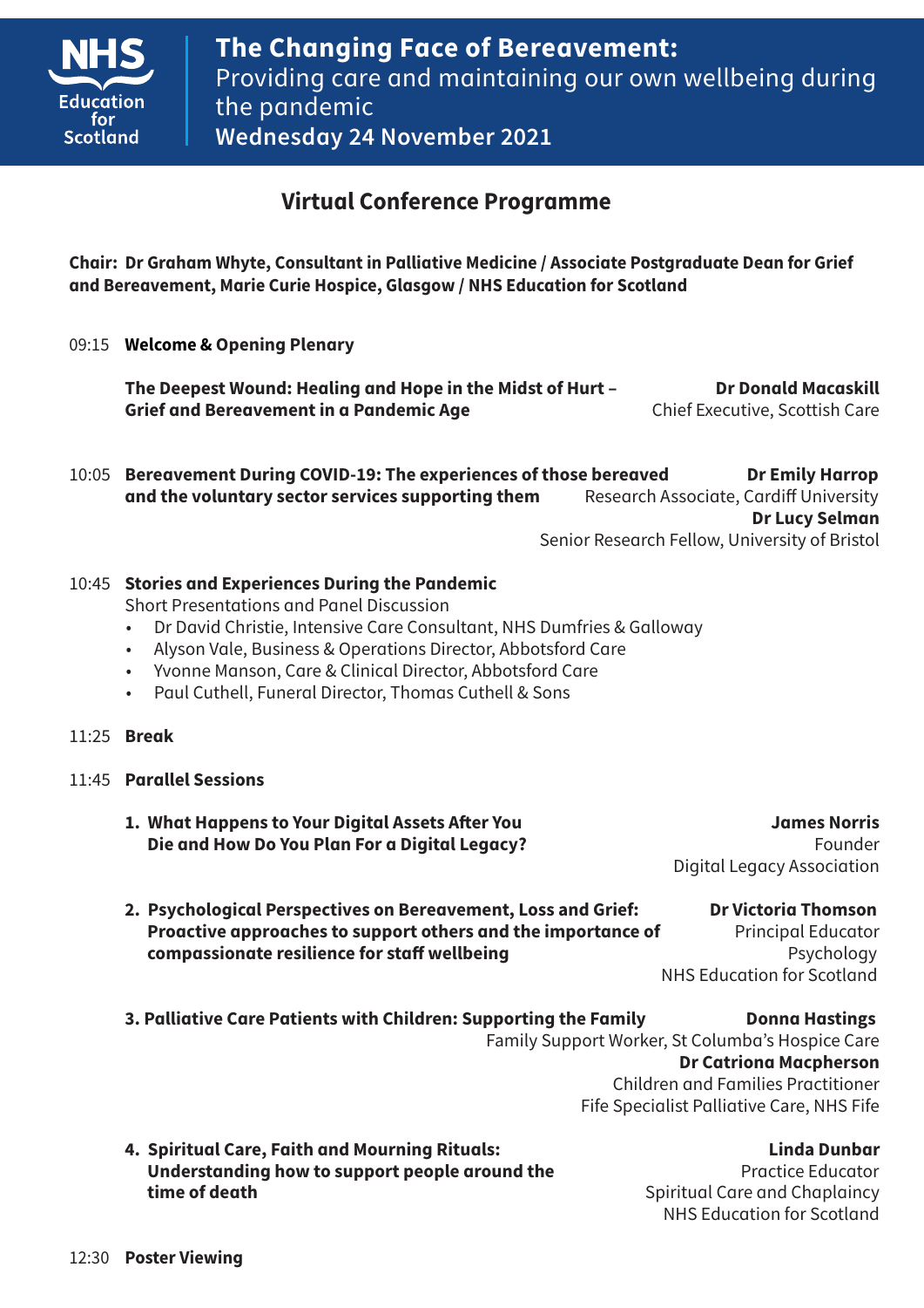NHS Education for Scotland

# The Changing Face of Bereavement: Providing care and maintaining our own wellbeing during the pandemic

**Wednesday 24 November 2021**

## Virtual Conference Programme

**Chair: Dr Graham Whyte, Consultant in Palliative Medicine / Associate Postgraduate Dean for Grief and Bereavement, Marie Curie Hospice, Glasgow / NHS Education for Scotland**

09:15 **Welcome & Opening Plenary**

**The Deepest Wound: Healing and Hope in the Midst of Hurt – Grief and Bereavement in a Pandemic Age**
**Dr Donald Macaskill**
Chief Executive, Scottish Care

10:05 **Bereavement During COVID-19: The experiences of those bereaved and the voluntary sector services supporting them**
**Dr Emily Harrop**
Research Associate, Cardiff University
**Dr Lucy Selman**
Senior Research Fellow, University of Bristol

10:45 **Stories and Experiences During the Pandemic**
Short Presentations and Panel Discussion

- Dr David Christie, Intensive Care Consultant, NHS Dumfries & Galloway
- Alyson Vale, Business & Operations Director, Abbotsford Care
- Yvonne Manson, Care & Clinical Director, Abbotsford Care
- Paul Cuthell, Funeral Director, Thomas Cuthell & Sons

11:25 **Break**

11:45 **Parallel Sessions**

1. **What Happens to Your Digital Assets After You Die and How Do You Plan For a Digital Legacy?**
   **James Norris**
   Founder
   Digital Legacy Association

2. **Psychological Perspectives on Bereavement, Loss and Grief: Proactive approaches to support others and the importance of compassionate resilience for staff wellbeing**
   **Dr Victoria Thomson**
   Principal Educator
   Psychology
   NHS Education for Scotland

3. **Palliative Care Patients with Children: Supporting the Family**
   **Donna Hastings**
   Family Support Worker, St Columba's Hospice Care
   **Dr Catriona Macpherson**
   Children and Families Practitioner
   Fife Specialist Palliative Care, NHS Fife

4. **Spiritual Care, Faith and Mourning Rituals: Understanding how to support people around the time of death**
   **Linda Dunbar**
   Practice Educator
   Spiritual Care and Chaplaincy
   NHS Education for Scotland

12:30 **Poster Viewing**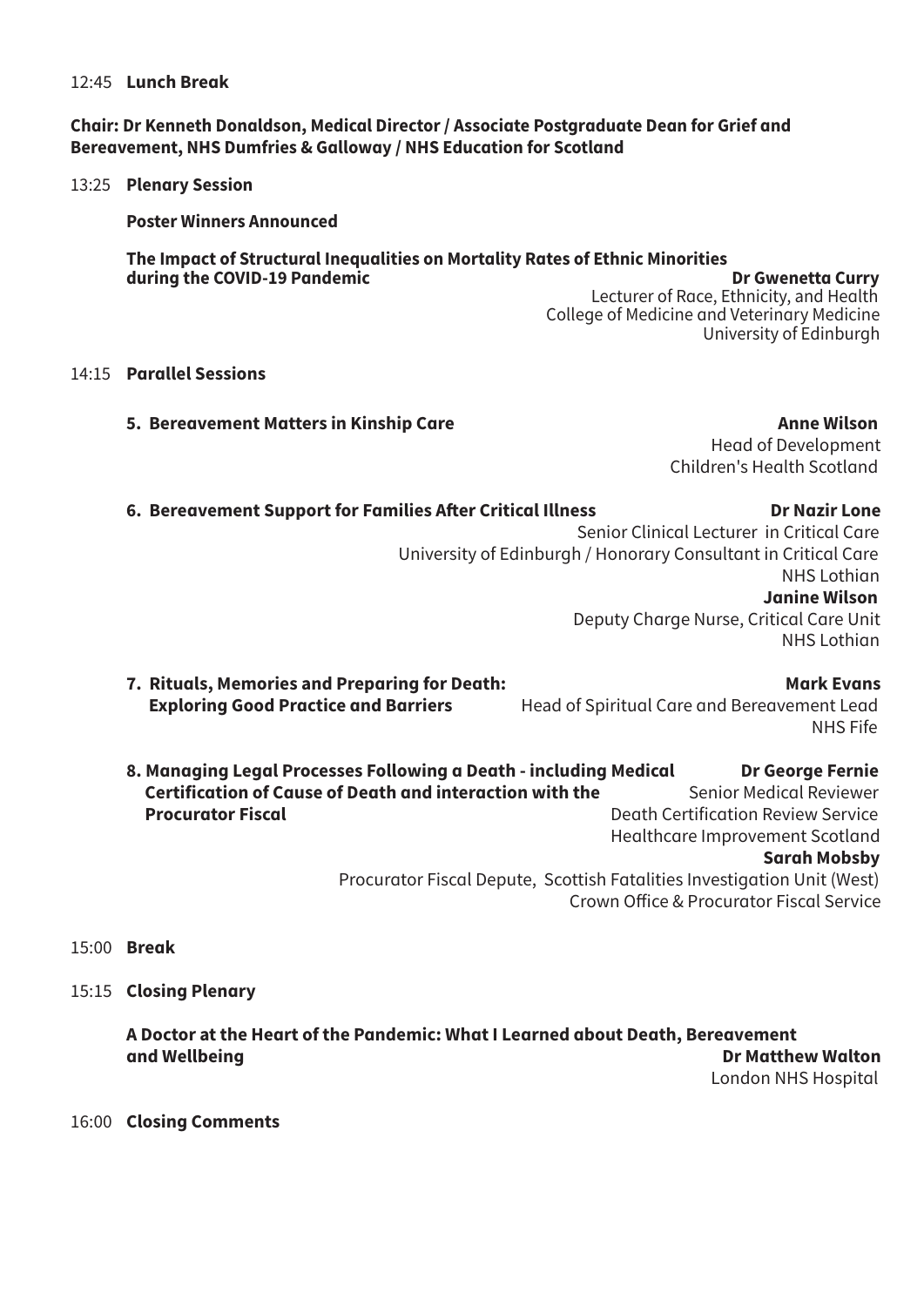12:45 **Lunch Break**

**Chair: Dr Kenneth Donaldson, Medical Director / Associate Postgraduate Dean for Grief and Bereavement, NHS Dumfries & Galloway / NHS Education for Scotland**

13:25 **Plenary Session**

**Poster Winners Announced**

**The Impact of Structural Inequalities on Mortality Rates of Ethnic Minorities during the COVID-19 Pandemic**

**Dr Gwenetta Curry**
Lecturer of Race, Ethnicity, and Health
College of Medicine and Veterinary Medicine
University of Edinburgh

14:15 **Parallel Sessions**

**5. Bereavement Matters in Kinship Care**

**Anne Wilson**
Head of Development
Children's Health Scotland

**6. Bereavement Support for Families After Critical Illness**

**Dr Nazir Lone**
Senior Clinical Lecturer in Critical Care
University of Edinburgh / Honorary Consultant in Critical Care
NHS Lothian

**Janine Wilson**
Deputy Charge Nurse, Critical Care Unit
NHS Lothian

**7. Rituals, Memories and Preparing for Death: Exploring Good Practice and Barriers**

**Mark Evans**
Head of Spiritual Care and Bereavement Lead
NHS Fife

**8. Managing Legal Processes Following a Death - including Medical Certification of Cause of Death and interaction with the Procurator Fiscal**

**Dr George Fernie**
Senior Medical Reviewer
Death Certification Review Service
Healthcare Improvement Scotland

**Sarah Mobsby**
Procurator Fiscal Depute, Scottish Fatalities Investigation Unit (West)
Crown Office & Procurator Fiscal Service

15:00 **Break**

15:15 **Closing Plenary**

**A Doctor at the Heart of the Pandemic: What I Learned about Death, Bereavement and Wellbeing**

**Dr Matthew Walton**
London NHS Hospital

16:00 **Closing Comments**